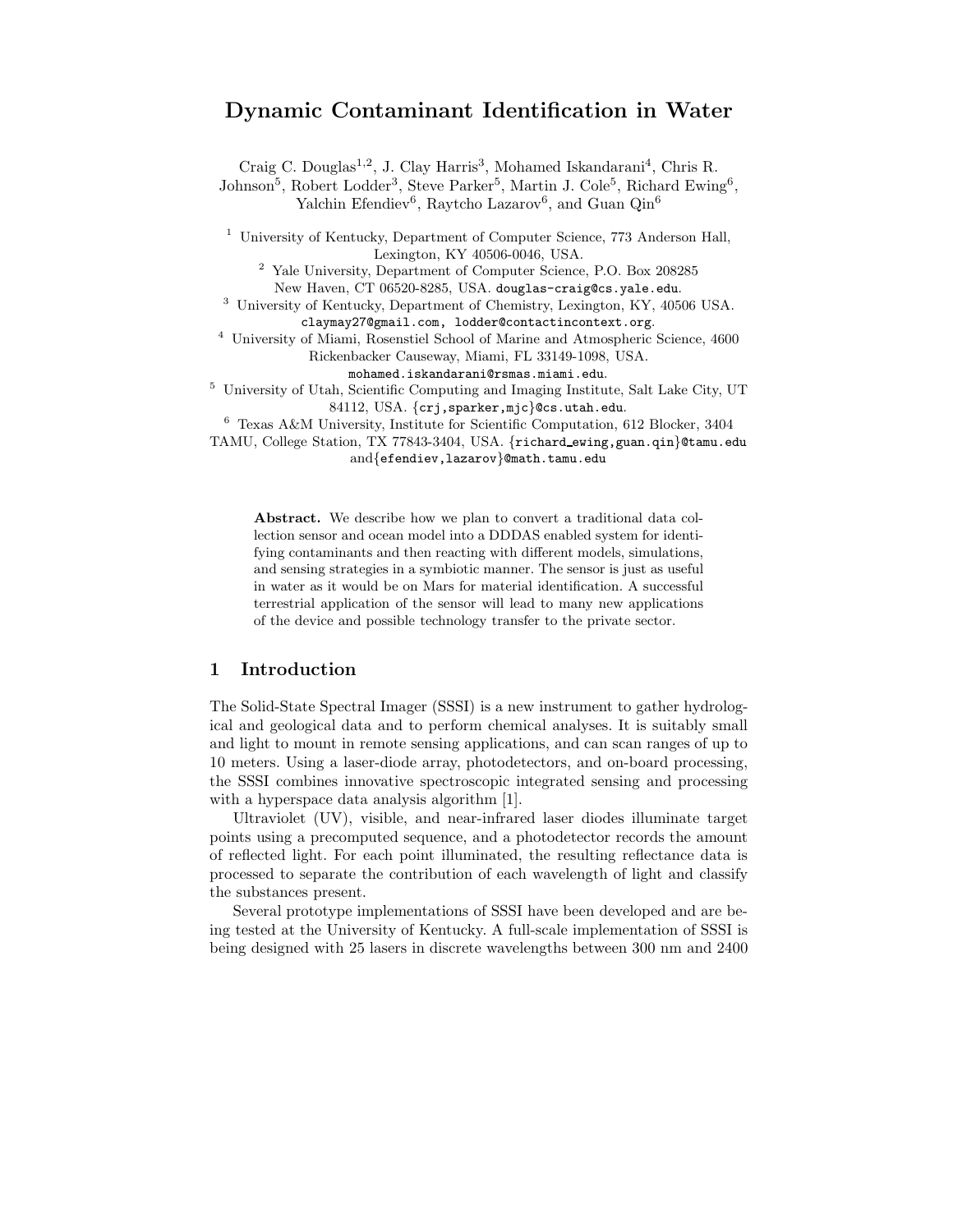# Dynamic Contaminant Identification in Water

Craig C. Douglas[1,2], J. Clay Harris[3], Mohamed Iskandarani[4], Chris R. Johnson[5], Robert Lodder[3], Steve Parker[5], Martin J. Cole[5], Richard Ewing[6], Yalchin Efendiev[6], Raytcho Lazarov[6], and Guan Qin[6]

[1] University of Kentucky, Department of Computer Science, 773 Anderson Hall, Lexington, KY 40506-0046, USA.

[2] Yale University, Department of Computer Science, P.O. Box 208285 New Haven, CT 06520-8285, USA. douglas-craig@cs.yale.edu.

[3] University of Kentucky, Department of Chemistry, Lexington, KY, 40506 USA. claymay27@gmail.com, lodder@contactincontext.org.

[4] University of Miami, Rosenstiel School of Marine and Atmospheric Science, 4600 Rickenbacker Causeway, Miami, FL 33149-1098, USA. mohamed.iskandarani@rsmas.miami.edu.

[5] University of Utah, Scientific Computing and Imaging Institute, Salt Lake City, UT 84112, USA. {crj,sparker,mjc}@cs.utah.edu.

[6] Texas A&M University, Institute for Scientific Computation, 612 Blocker, 3404 TAMU, College Station, TX 77843-3404, USA. {richard_ewing,guan.qin}@tamu.edu and{efendiev,lazarov}@math.tamu.edu

**Abstract.** We describe how we plan to convert a traditional data collection sensor and ocean model into a DDDAS enabled system for identifying contaminants and then reacting with different models, simulations, and sensing strategies in a symbiotic manner. The sensor is just as useful in water as it would be on Mars for material identification. A successful terrestrial application of the sensor will lead to many new applications of the device and possible technology transfer to the private sector.

## 1 Introduction

The Solid-State Spectral Imager (SSSI) is a new instrument to gather hydrological and geological data and to perform chemical analyses. It is suitably small and light to mount in remote sensing applications, and can scan ranges of up to 10 meters. Using a laser-diode array, photodetectors, and on-board processing, the SSSI combines innovative spectroscopic integrated sensing and processing with a hyperspace data analysis algorithm [1].

Ultraviolet (UV), visible, and near-infrared laser diodes illuminate target points using a precomputed sequence, and a photodetector records the amount of reflected light. For each point illuminated, the resulting reflectance data is processed to separate the contribution of each wavelength of light and classify the substances present.

Several prototype implementations of SSSI have been developed and are being tested at the University of Kentucky. A full-scale implementation of SSSI is being designed with 25 lasers in discrete wavelengths between 300 nm and 2400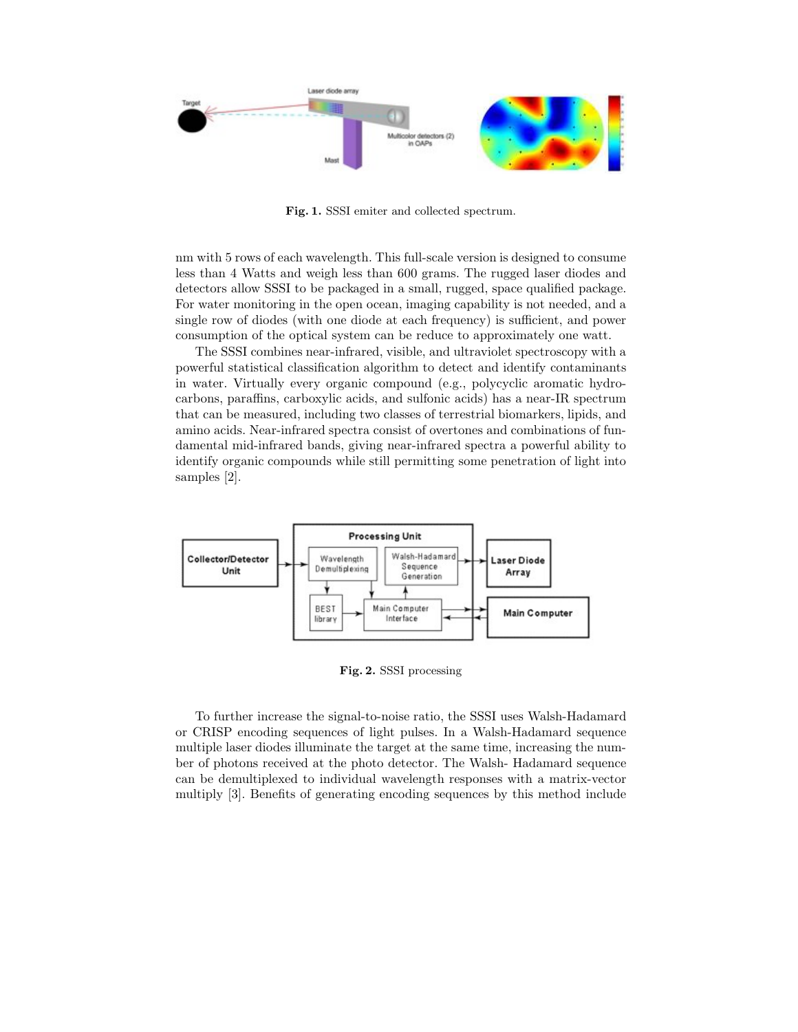**Fig. 1.** SSSI emiter and collected spectrum.

nm with 5 rows of each wavelength. This full-scale version is designed to consume less than 4 Watts and weigh less than 600 grams. The rugged laser diodes and detectors allow SSSI to be packaged in a small, rugged, space qualified package. For water monitoring in the open ocean, imaging capability is not needed, and a single row of diodes (with one diode at each frequency) is sufficient, and power consumption of the optical system can be reduce to approximately one watt.

The SSSI combines near-infrared, visible, and ultraviolet spectroscopy with a powerful statistical classification algorithm to detect and identify contaminants in water. Virtually every organic compound (e.g., polycyclic aromatic hydrocarbons, paraffins, carboxylic acids, and sulfonic acids) has a near-IR spectrum that can be measured, including two classes of terrestrial biomarkers, lipids, and amino acids. Near-infrared spectra consist of overtones and combinations of fundamental mid-infrared bands, giving near-infrared spectra a powerful ability to identify organic compounds while still permitting some penetration of light into samples [2].

**Fig. 2.** SSSI processing

To further increase the signal-to-noise ratio, the SSSI uses Walsh-Hadamard or CRISP encoding sequences of light pulses. In a Walsh-Hadamard sequence multiple laser diodes illuminate the target at the same time, increasing the number of photons received at the photo detector. The Walsh- Hadamard sequence can be demultiplexed to individual wavelength responses with a matrix-vector multiply [3]. Benefits of generating encoding sequences by this method include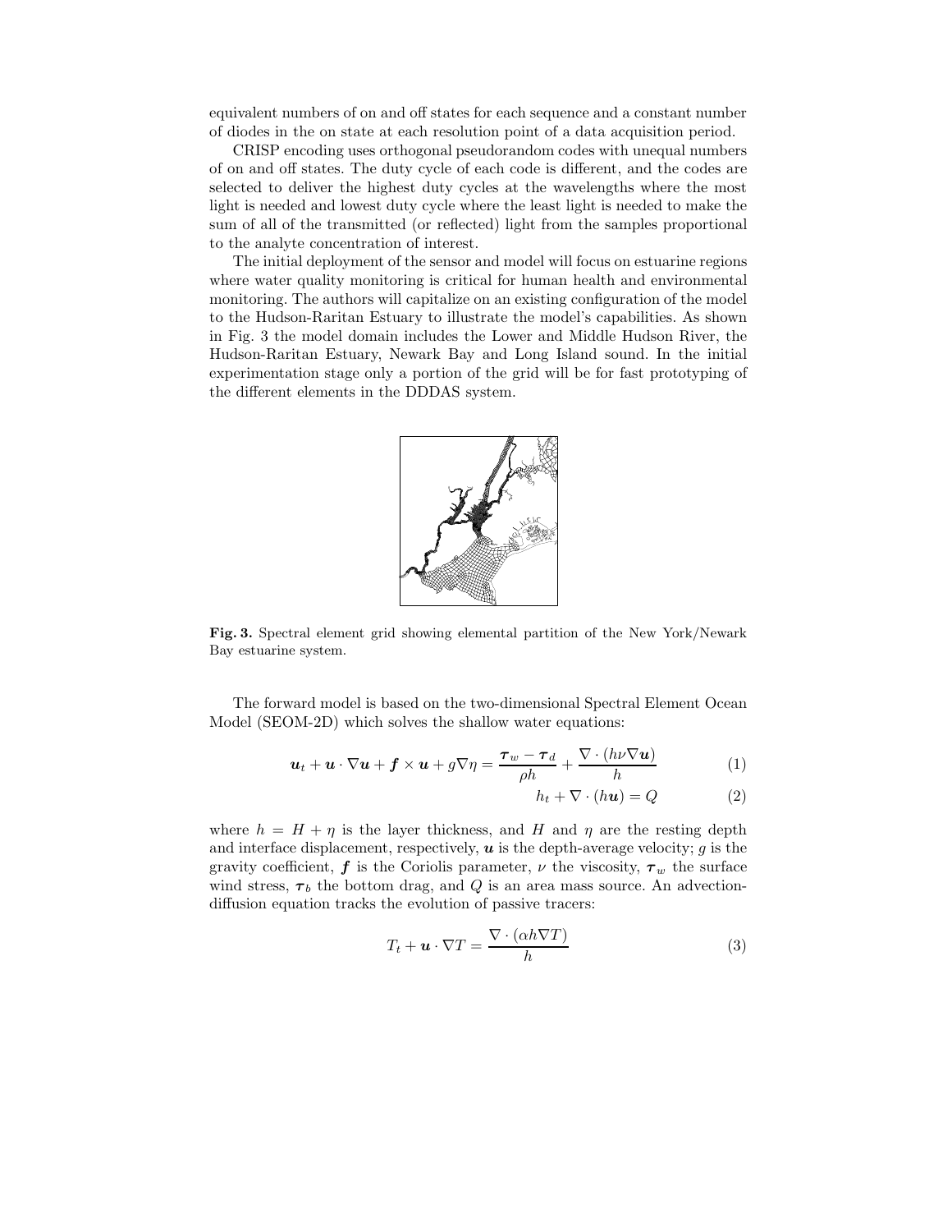equivalent numbers of on and off states for each sequence and a constant number of diodes in the on state at each resolution point of a data acquisition period.

CRISP encoding uses orthogonal pseudorandom codes with unequal numbers of on and off states. The duty cycle of each code is different, and the codes are selected to deliver the highest duty cycles at the wavelengths where the most light is needed and lowest duty cycle where the least light is needed to make the sum of all of the transmitted (or reflected) light from the samples proportional to the analyte concentration of interest.

The initial deployment of the sensor and model will focus on estuarine regions where water quality monitoring is critical for human health and environmental monitoring. The authors will capitalize on an existing configuration of the model to the Hudson-Raritan Estuary to illustrate the model's capabilities. As shown in Fig. 3 the model domain includes the Lower and Middle Hudson River, the Hudson-Raritan Estuary, Newark Bay and Long Island sound. In the initial experimentation stage only a portion of the grid will be for fast prototyping of the different elements in the DDDAS system.

**Fig. 3.** Spectral element grid showing elemental partition of the New York/Newark Bay estuarine system.

The forward model is based on the two-dimensional Spectral Element Ocean Model (SEOM-2D) which solves the shallow water equations:

$$\boldsymbol{u}_t + \boldsymbol{u} \cdot \nabla \boldsymbol{u} + \boldsymbol{f} \times \boldsymbol{u} + g \nabla \eta = \frac{\boldsymbol{\tau}_w - \boldsymbol{\tau}_d}{\rho h} + \frac{\nabla \cdot (h \nu \nabla \boldsymbol{u})}{h} \tag{1}$$

$$h_t + \nabla \cdot (h \boldsymbol{u}) = Q \tag{2}$$

where $h = H + \eta$ is the layer thickness, and $H$ and $\eta$ are the resting depth and interface displacement, respectively, $\boldsymbol{u}$ is the depth-average velocity; $g$ is the gravity coefficient, $\boldsymbol{f}$ is the Coriolis parameter, $\nu$ the viscosity, $\boldsymbol{\tau}_w$ the surface wind stress, $\boldsymbol{\tau}_b$ the bottom drag, and $Q$ is an area mass source. An advection-diffusion equation tracks the evolution of passive tracers:

$$T_t + \boldsymbol{u} \cdot \nabla T = \frac{\nabla \cdot (\alpha h \nabla T)}{h} \tag{3}$$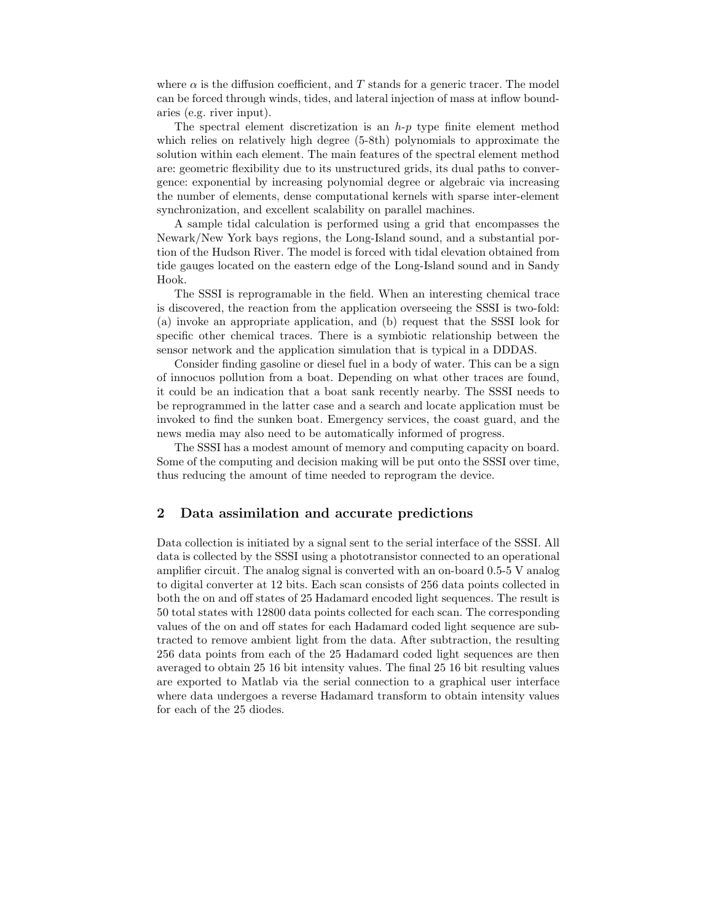where $\alpha$ is the diffusion coefficient, and $T$ stands for a generic tracer. The model can be forced through winds, tides, and lateral injection of mass at inflow boundaries (e.g. river input).

The spectral element discretization is an $h$-$p$ type finite element method which relies on relatively high degree (5-8th) polynomials to approximate the solution within each element. The main features of the spectral element method are: geometric flexibility due to its unstructured grids, its dual paths to convergence: exponential by increasing polynomial degree or algebraic via increasing the number of elements, dense computational kernels with sparse inter-element synchronization, and excellent scalability on parallel machines.

A sample tidal calculation is performed using a grid that encompasses the Newark/New York bays regions, the Long-Island sound, and a substantial portion of the Hudson River. The model is forced with tidal elevation obtained from tide gauges located on the eastern edge of the Long-Island sound and in Sandy Hook.

The SSSI is reprogramable in the field. When an interesting chemical trace is discovered, the reaction from the application overseeing the SSSI is two-fold: (a) invoke an appropriate application, and (b) request that the SSSI look for specific other chemical traces. There is a symbiotic relationship between the sensor network and the application simulation that is typical in a DDDAS.

Consider finding gasoline or diesel fuel in a body of water. This can be a sign of innocuos pollution from a boat. Depending on what other traces are found, it could be an indication that a boat sank recently nearby. The SSSI needs to be reprogrammed in the latter case and a search and locate application must be invoked to find the sunken boat. Emergency services, the coast guard, and the news media may also need to be automatically informed of progress.

The SSSI has a modest amount of memory and computing capacity on board. Some of the computing and decision making will be put onto the SSSI over time, thus reducing the amount of time needed to reprogram the device.

## 2 Data assimilation and accurate predictions

Data collection is initiated by a signal sent to the serial interface of the SSSI. All data is collected by the SSSI using a phototransistor connected to an operational amplifier circuit. The analog signal is converted with an on-board 0.5-5 V analog to digital converter at 12 bits. Each scan consists of 256 data points collected in both the on and off states of 25 Hadamard encoded light sequences. The result is 50 total states with 12800 data points collected for each scan. The corresponding values of the on and off states for each Hadamard coded light sequence are subtracted to remove ambient light from the data. After subtraction, the resulting 256 data points from each of the 25 Hadamard coded light sequences are then averaged to obtain 25 16 bit intensity values. The final 25 16 bit resulting values are exported to Matlab via the serial connection to a graphical user interface where data undergoes a reverse Hadamard transform to obtain intensity values for each of the 25 diodes.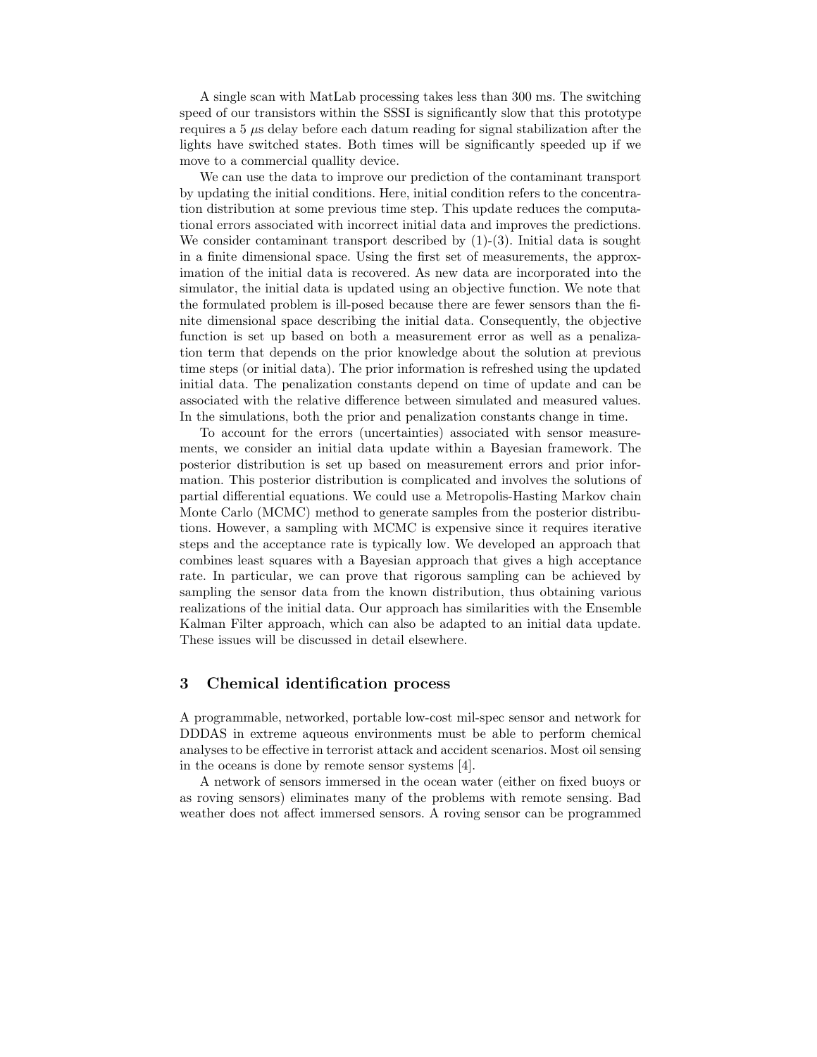A single scan with MatLab processing takes less than 300 ms. The switching speed of our transistors within the SSSI is significantly slow that this prototype requires a 5 $\mu$s delay before each datum reading for signal stabilization after the lights have switched states. Both times will be significantly speeded up if we move to a commercial quallity device.

We can use the data to improve our prediction of the contaminant transport by updating the initial conditions. Here, initial condition refers to the concentration distribution at some previous time step. This update reduces the computational errors associated with incorrect initial data and improves the predictions. We consider contaminant transport described by (1)-(3). Initial data is sought in a finite dimensional space. Using the first set of measurements, the approximation of the initial data is recovered. As new data are incorporated into the simulator, the initial data is updated using an objective function. We note that the formulated problem is ill-posed because there are fewer sensors than the finite dimensional space describing the initial data. Consequently, the objective function is set up based on both a measurement error as well as a penalization term that depends on the prior knowledge about the solution at previous time steps (or initial data). The prior information is refreshed using the updated initial data. The penalization constants depend on time of update and can be associated with the relative difference between simulated and measured values. In the simulations, both the prior and penalization constants change in time.

To account for the errors (uncertainties) associated with sensor measurements, we consider an initial data update within a Bayesian framework. The posterior distribution is set up based on measurement errors and prior information. This posterior distribution is complicated and involves the solutions of partial differential equations. We could use a Metropolis-Hasting Markov chain Monte Carlo (MCMC) method to generate samples from the posterior distributions. However, a sampling with MCMC is expensive since it requires iterative steps and the acceptance rate is typically low. We developed an approach that combines least squares with a Bayesian approach that gives a high acceptance rate. In particular, we can prove that rigorous sampling can be achieved by sampling the sensor data from the known distribution, thus obtaining various realizations of the initial data. Our approach has similarities with the Ensemble Kalman Filter approach, which can also be adapted to an initial data update. These issues will be discussed in detail elsewhere.

## 3 Chemical identification process

A programmable, networked, portable low-cost mil-spec sensor and network for DDDAS in extreme aqueous environments must be able to perform chemical analyses to be effective in terrorist attack and accident scenarios. Most oil sensing in the oceans is done by remote sensor systems [4].

A network of sensors immersed in the ocean water (either on fixed buoys or as roving sensors) eliminates many of the problems with remote sensing. Bad weather does not affect immersed sensors. A roving sensor can be programmed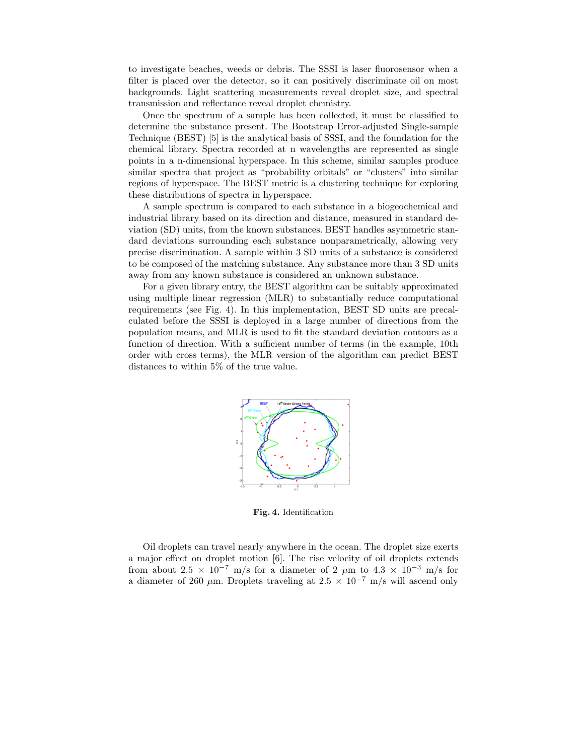to investigate beaches, weeds or debris. The SSSI is laser fluorosensor when a filter is placed over the detector, so it can positively discriminate oil on most backgrounds. Light scattering measurements reveal droplet size, and spectral transmission and reflectance reveal droplet chemistry.

Once the spectrum of a sample has been collected, it must be classified to determine the substance present. The Bootstrap Error-adjusted Single-sample Technique (BEST) [5] is the analytical basis of SSSI, and the foundation for the chemical library. Spectra recorded at n wavelengths are represented as single points in a n-dimensional hyperspace. In this scheme, similar samples produce similar spectra that project as "probability orbitals" or "clusters" into similar regions of hyperspace. The BEST metric is a clustering technique for exploring these distributions of spectra in hyperspace.

A sample spectrum is compared to each substance in a biogeochemical and industrial library based on its direction and distance, measured in standard deviation (SD) units, from the known substances. BEST handles asymmetric standard deviations surrounding each substance nonparametrically, allowing very precise discrimination. A sample within 3 SD units of a substance is considered to be composed of the matching substance. Any substance more than 3 SD units away from any known substance is considered an unknown substance.

For a given library entry, the BEST algorithm can be suitably approximated using multiple linear regression (MLR) to substantially reduce computational requirements (see Fig. 4). In this implementation, BEST SD units are precalculated before the SSSI is deployed in a large number of directions from the population means, and MLR is used to fit the standard deviation contours as a function of direction. With a sufficient number of terms (in the example, 10th order with cross terms), the MLR version of the algorithm can predict BEST distances to within 5% of the true value.

**Fig. 4.** Identification

Oil droplets can travel nearly anywhere in the ocean. The droplet size exerts a major effect on droplet motion [6]. The rise velocity of oil droplets extends from about $2.5 \times 10^{-7}$ m/s for a diameter of 2 $\mu$m to $4.3 \times 10^{-3}$ m/s for a diameter of 260 $\mu$m. Droplets traveling at $2.5 \times 10^{-7}$ m/s will ascend only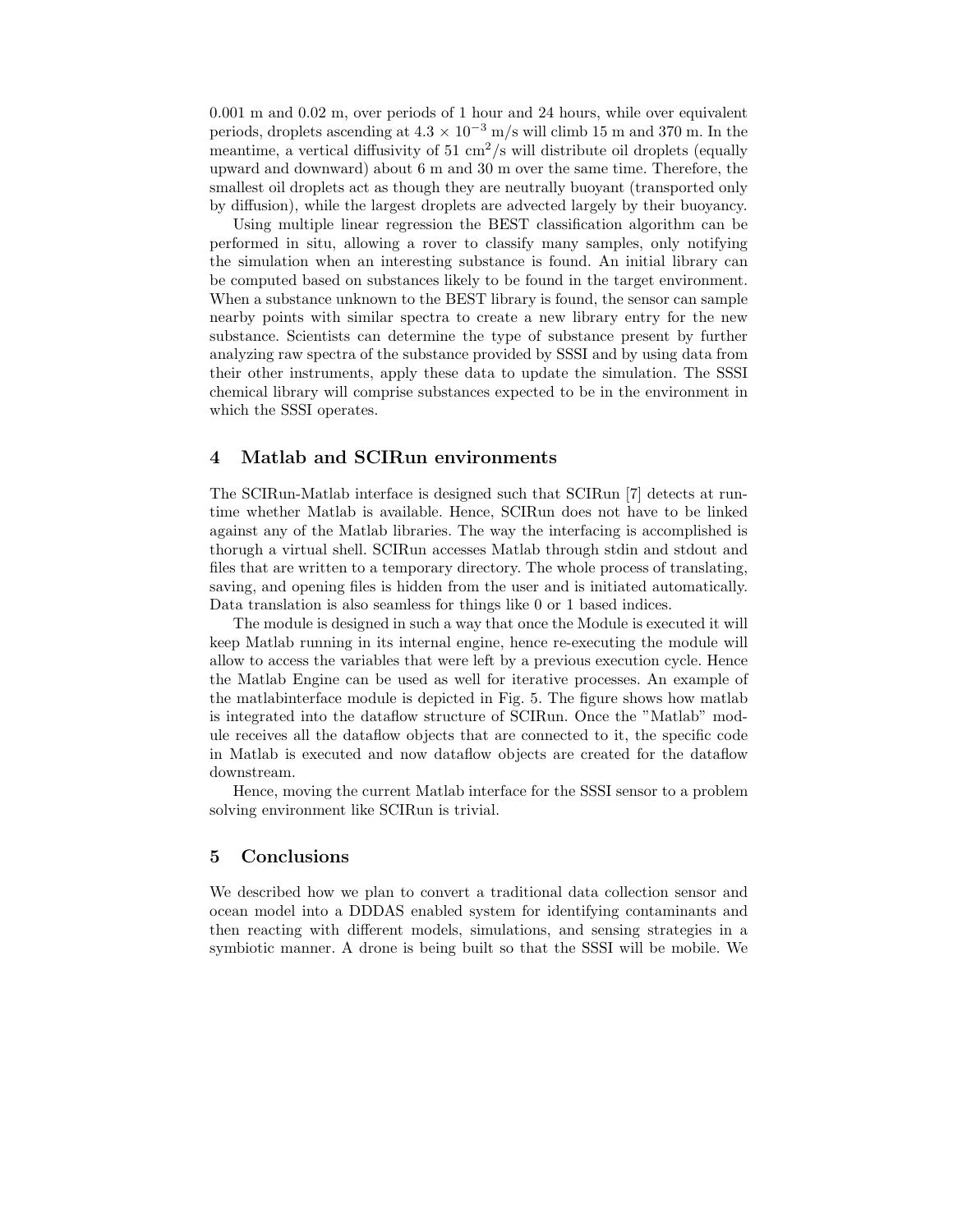0.001 m and 0.02 m, over periods of 1 hour and 24 hours, while over equivalent periods, droplets ascending at $4.3 \times 10^{-3}$ m/s will climb 15 m and 370 m. In the meantime, a vertical diffusivity of 51 $\text{cm}^2$/s will distribute oil droplets (equally upward and downward) about 6 m and 30 m over the same time. Therefore, the smallest oil droplets act as though they are neutrally buoyant (transported only by diffusion), while the largest droplets are advected largely by their buoyancy.

Using multiple linear regression the BEST classification algorithm can be performed in situ, allowing a rover to classify many samples, only notifying the simulation when an interesting substance is found. An initial library can be computed based on substances likely to be found in the target environment. When a substance unknown to the BEST library is found, the sensor can sample nearby points with similar spectra to create a new library entry for the new substance. Scientists can determine the type of substance present by further analyzing raw spectra of the substance provided by SSSI and by using data from their other instruments, apply these data to update the simulation. The SSSI chemical library will comprise substances expected to be in the environment in which the SSSI operates.

## 4 Matlab and SCIRun environments

The SCIRun-Matlab interface is designed such that SCIRun [7] detects at run-time whether Matlab is available. Hence, SCIRun does not have to be linked against any of the Matlab libraries. The way the interfacing is accomplished is thorugh a virtual shell. SCIRun accesses Matlab through stdin and stdout and files that are written to a temporary directory. The whole process of translating, saving, and opening files is hidden from the user and is initiated automatically. Data translation is also seamless for things like 0 or 1 based indices.

The module is designed in such a way that once the Module is executed it will keep Matlab running in its internal engine, hence re-executing the module will allow to access the variables that were left by a previous execution cycle. Hence the Matlab Engine can be used as well for iterative processes. An example of the matlabinterface module is depicted in Fig. 5. The figure shows how matlab is integrated into the dataflow structure of SCIRun. Once the "Matlab" module receives all the dataflow objects that are connected to it, the specific code in Matlab is executed and now dataflow objects are created for the dataflow downstream.

Hence, moving the current Matlab interface for the SSSI sensor to a problem solving environment like SCIRun is trivial.

## 5 Conclusions

We described how we plan to convert a traditional data collection sensor and ocean model into a DDDAS enabled system for identifying contaminants and then reacting with different models, simulations, and sensing strategies in a symbiotic manner. A drone is being built so that the SSSI will be mobile. We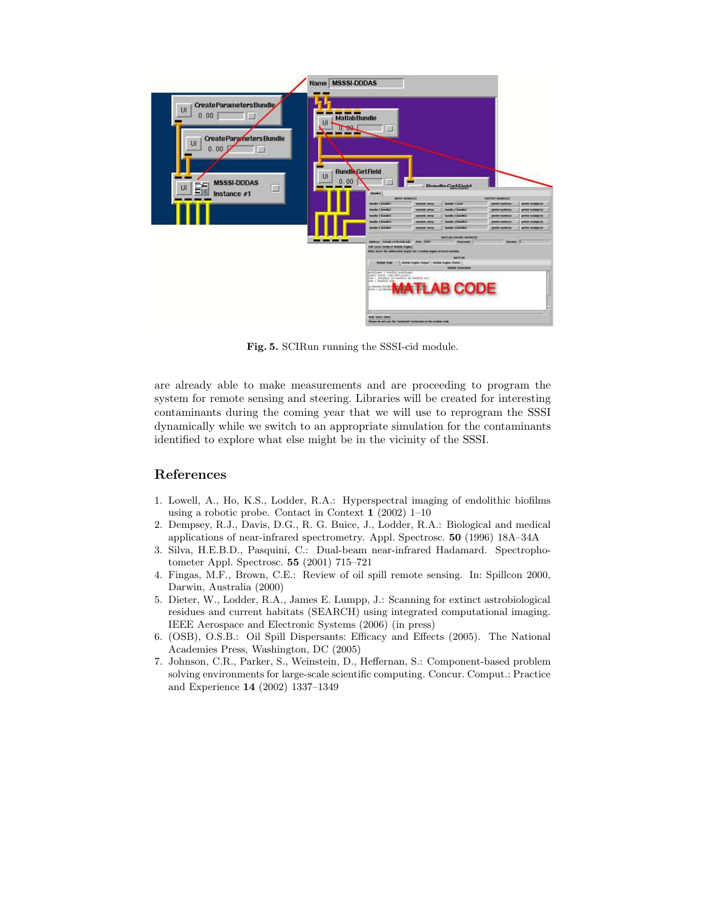**Fig. 5.** SCIRun running the SSSI-cid module.

are already able to make measurements and are proceeding to program the system for remote sensing and steering. Libraries will be created for interesting contaminants during the coming year that we will use to reprogram the SSSI dynamically while we switch to an appropriate simulation for the contaminants identified to explore what else might be in the vicinity of the SSSI.

## References

1. Lowell, A., Ho, K.S., Lodder, R.A.: Hyperspectral imaging of endolithic biofilms using a robotic probe. Contact in Context **1** (2002) 1–10
2. Dempsey, R.J., Davis, D.G., R. G. Buice, J., Lodder, R.A.: Biological and medical applications of near-infrared spectrometry. Appl. Spectrosc. **50** (1996) 18A–34A
3. Silva, H.E.B.D., Pasquini, C.: Dual-beam near-infrared Hadamard. Spectrophotometer Appl. Spectrosc. **55** (2001) 715–721
4. Fingas, M.F., Brown, C.E.: Review of oil spill remote sensing. In: Spillcon 2000, Darwin, Australia (2000)
5. Dieter, W., Lodder, R.A., James E. Lumpp, J.: Scanning for extinct astrobiological residues and current habitats (SEARCH) using integrated computational imaging. IEEE Aerospace and Electronic Systems (2006) (in press)
6. (OSB), O.S.B.: Oil Spill Dispersants: Efficacy and Effects (2005). The National Academies Press, Washington, DC (2005)
7. Johnson, C.R., Parker, S., Weinstein, D., Heffernan, S.: Component-based problem solving environments for large-scale scientific computing. Concur. Comput.: Practice and Experience **14** (2002) 1337–1349